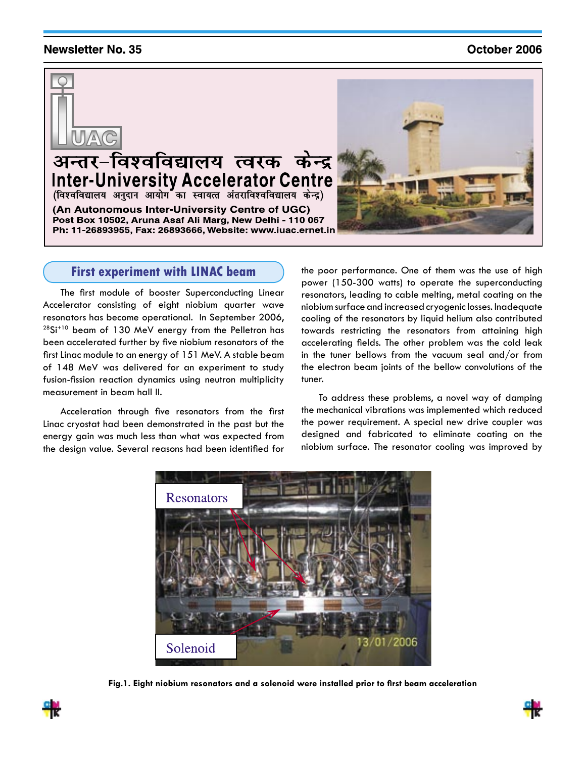Newsletter No. 35

October 2006

# अन्तर–विश्वविद्यालय त्वरक केन्द्र
# Inter-University Accelerator Centre

(विश्वविद्यालय अनुदान आयोग का स्वायत्त अंतराविश्वविद्यालय केन्द्र)

**(An Autonomous Inter-University Centre of UGC)**

**Post Box 10502, Aruna Asaf Ali Marg, New Delhi - 110 067**

**Ph: 11-26893955, Fax: 26893666, Website: www.iuac.ernet.in**

## First experiment with LINAC beam

The first module of booster Superconducting Linear Accelerator consisting of eight niobium quarter wave resonators has become operational. In September 2006, $^{28}Si^{+10}$ beam of 130 MeV energy from the Pelletron has been accelerated further by five niobium resonators of the first Linac module to an energy of 151 MeV. A stable beam of 148 MeV was delivered for an experiment to study fusion-fission reaction dynamics using neutron multiplicity measurement in beam hall II.

Acceleration through five resonators from the first Linac cryostat had been demonstrated in the past but the energy gain was much less than what was expected from the design value. Several reasons had been identified for the poor performance. One of them was the use of high power (150-300 watts) to operate the superconducting resonators, leading to cable melting, metal coating on the niobium surface and increased cryogenic losses. Inadequate cooling of the resonators by liquid helium also contributed towards restricting the resonators from attaining high accelerating fields. The other problem was the cold leak in the tuner bellows from the vacuum seal and/or from the electron beam joints of the bellow convolutions of the tuner.

To address these problems, a novel way of damping the mechanical vibrations was implemented which reduced the power requirement. A special new drive coupler was designed and fabricated to eliminate coating on the niobium surface. The resonator cooling was improved by

**Fig.1. Eight niobium resonators and a solenoid were installed prior to first beam acceleration**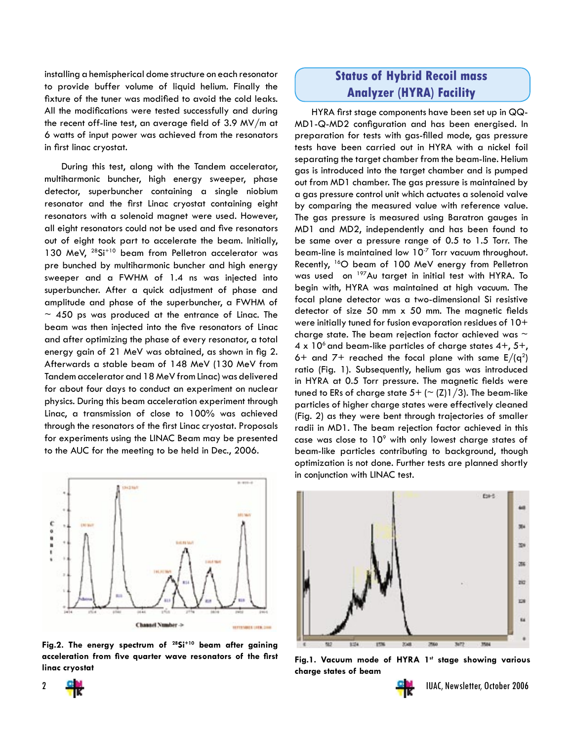installing a hemispherical dome structure on each resonator to provide buffer volume of liquid helium. Finally the fixture of the tuner was modified to avoid the cold leaks. All the modifications were tested successfully and during the recent off-line test, an average field of 3.9 MV/m at 6 watts of input power was achieved from the resonators in first linac cryostat.

During this test, along with the Tandem accelerator, multiharmonic buncher, high energy sweeper, phase detector, superbuncher containing a single niobium resonator and the first Linac cryostat containing eight resonators with a solenoid magnet were used. However, all eight resonators could not be used and five resonators out of eight took part to accelerate the beam. Initially, 130 MeV, $^{28}Si^{+10}$ beam from Pelletron accelerator was pre bunched by multiharmonic buncher and high energy sweeper and a FWHM of 1.4 ns was injected into superbuncher. After a quick adjustment of phase and amplitude and phase of the superbuncher, a FWHM of ~ 450 ps was produced at the entrance of Linac. The beam was then injected into the five resonators of Linac and after optimizing the phase of every resonator, a total energy gain of 21 MeV was obtained, as shown in fig 2. Afterwards a stable beam of 148 MeV (130 MeV from Tandem accelerator and 18 MeV from Linac) was delivered for about four days to conduct an experiment on nuclear physics. During this beam acceleration experiment through Linac, a transmission of close to 100% was achieved through the resonators of the first Linac cryostat. Proposals for experiments using the LINAC Beam may be presented to the AUC for the meeting to be held in Dec., 2006.

**Fig.2. The energy spectrum of $^{28}Si^{+10}$ beam after gaining acceleration from five quarter wave resonators of the first linac cryostat**

## Status of Hybrid Recoil mass Analyzer (HYRA) Facility

HYRA first stage components have been set up in QQ-MD1-Q-MD2 configuration and has been energised. In preparation for tests with gas-filled mode, gas pressure tests have been carried out in HYRA with a nickel foil separating the target chamber from the beam-line. Helium gas is introduced into the target chamber and is pumped out from MD1 chamber. The gas pressure is maintained by a gas pressure control unit which actuates a solenoid valve by comparing the measured value with reference value. The gas pressure is measured using Baratron gauges in MD1 and MD2, independently and has been found to be same over a pressure range of 0.5 to 1.5 Torr. The beam-line is maintained low $10^{-7}$ Torr vacuum throughout. Recently, $^{16}O$ beam of 100 MeV energy from Pelletron was used on $^{197}Au$ target in initial test with HYRA. To begin with, HYRA was maintained at high vacuum. The focal plane detector was a two-dimensional Si resistive detector of size 50 mm x 50 mm. The magnetic fields were initially tuned for fusion evaporation residues of 10+ charge state. The beam rejection factor achieved was ~ 4 x $10^6$ and beam-like particles of charge states 4+, 5+, 6+ and 7+ reached the focal plane with same $E/(q^2)$ ratio (Fig. 1). Subsequently, helium gas was introduced in HYRA at 0.5 Torr pressure. The magnetic fields were tuned to ERs of charge state 5+ (~ (Z)1/3). The beam-like particles of higher charge states were effectively cleaned (Fig. 2) as they were bent through trajectories of smaller radii in MD1. The beam rejection factor achieved in this case was close to $10^9$ with only lowest charge states of beam-like particles contributing to background, though optimization is not done. Further tests are planned shortly in conjunction with LINAC test.

**Fig.1. Vacuum mode of HYRA 1st stage showing various charge states of beam**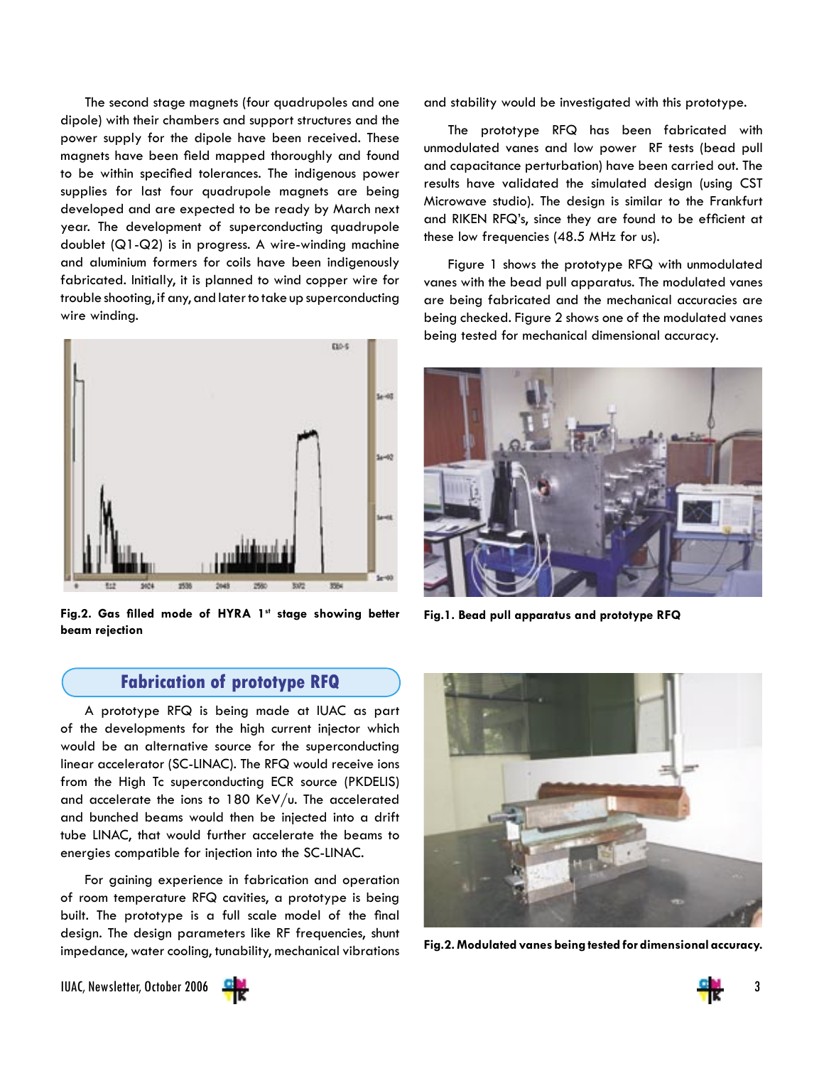The second stage magnets (four quadrupoles and one dipole) with their chambers and support structures and the power supply for the dipole have been received. These magnets have been field mapped thoroughly and found to be within specified tolerances. The indigenous power supplies for last four quadrupole magnets are being developed and are expected to be ready by March next year. The development of superconducting quadrupole doublet (Q1-Q2) is in progress. A wire-winding machine and aluminium formers for coils have been indigenously fabricated. Initially, it is planned to wind copper wire for trouble shooting, if any, and later to take up superconducting wire winding.

**Fig.2. Gas filled mode of HYRA 1st stage showing better beam rejection**

## Fabrication of prototype RFQ

A prototype RFQ is being made at IUAC as part of the developments for the high current injector which would be an alternative source for the superconducting linear accelerator (SC-LINAC). The RFQ would receive ions from the High Tc superconducting ECR source (PKDELIS) and accelerate the ions to 180 KeV/u. The accelerated and bunched beams would then be injected into a drift tube LINAC, that would further accelerate the beams to energies compatible for injection into the SC-LINAC.

For gaining experience in fabrication and operation of room temperature RFQ cavities, a prototype is being built. The prototype is a full scale model of the final design. The design parameters like RF frequencies, shunt impedance, water cooling, tunability, mechanical vibrations and stability would be investigated with this prototype.

The prototype RFQ has been fabricated with unmodulated vanes and low power RF tests (bead pull and capacitance perturbation) have been carried out. The results have validated the simulated design (using CST Microwave studio). The design is similar to the Frankfurt and RIKEN RFQ's, since they are found to be efficient at these low frequencies (48.5 MHz for us).

Figure 1 shows the prototype RFQ with unmodulated vanes with the bead pull apparatus. The modulated vanes are being fabricated and the mechanical accuracies are being checked. Figure 2 shows one of the modulated vanes being tested for mechanical dimensional accuracy.

**Fig.1. Bead pull apparatus and prototype RFQ**

**Fig.2. Modulated vanes being tested for dimensional accuracy.**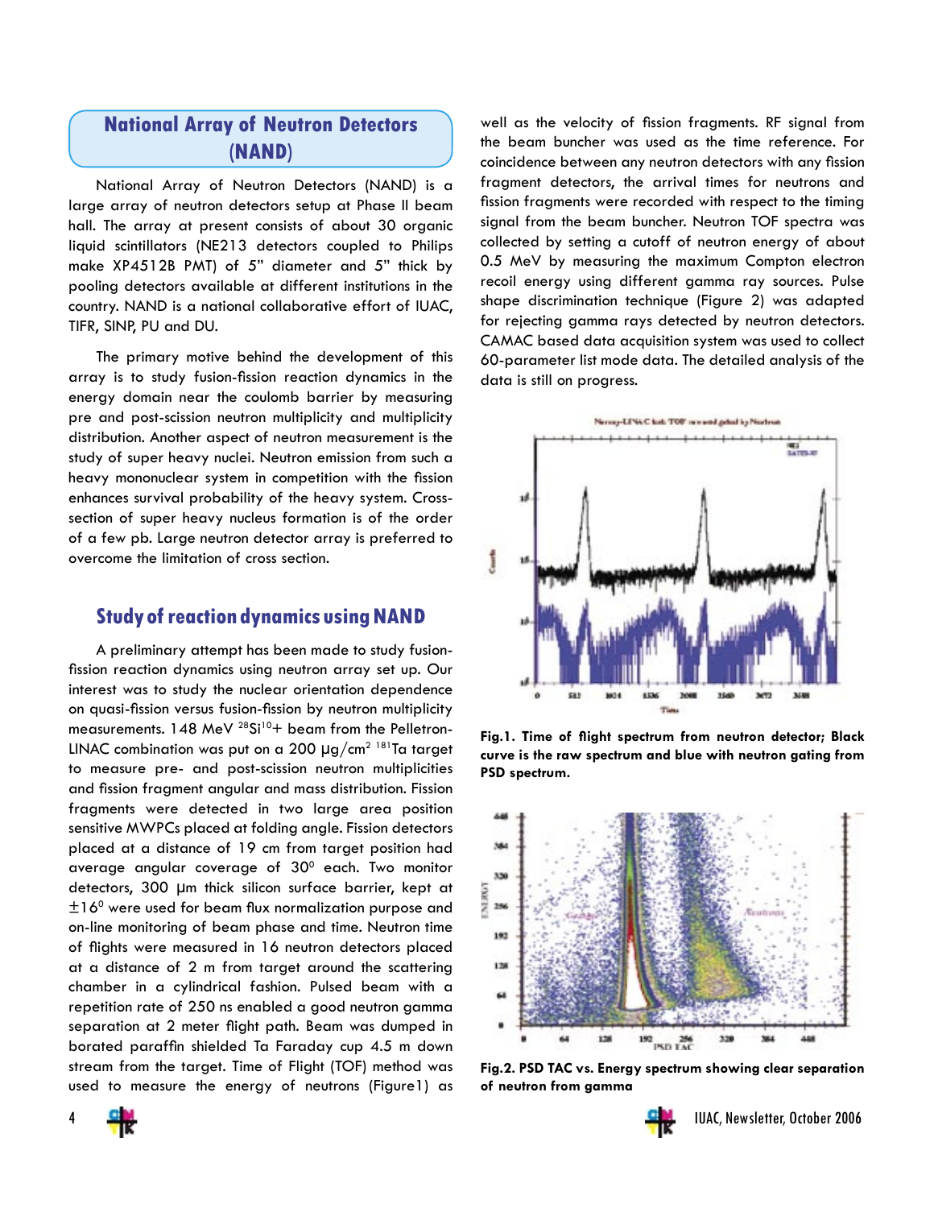## National Array of Neutron Detectors (NAND)

National Array of Neutron Detectors (NAND) is a large array of neutron detectors setup at Phase II beam hall. The array at present consists of about 30 organic liquid scintillators (NE213 detectors coupled to Philips make XP4512B PMT) of 5” diameter and 5” thick by pooling detectors available at different institutions in the country. NAND is a national collaborative effort of IUAC, TIFR, SINP, PU and DU.

The primary motive behind the development of this array is to study fusion-fission reaction dynamics in the energy domain near the coulomb barrier by measuring pre and post-scission neutron multiplicity and multiplicity distribution. Another aspect of neutron measurement is the study of super heavy nuclei. Neutron emission from such a heavy mononuclear system in competition with the fission enhances survival probability of the heavy system. Cross-section of super heavy nucleus formation is of the order of a few pb. Large neutron detector array is preferred to overcome the limitation of cross section.

## Study of reaction dynamics using NAND

A preliminary attempt has been made to study fusion-fission reaction dynamics using neutron array set up. Our interest was to study the nuclear orientation dependence on quasi-fission versus fusion-fission by neutron multiplicity measurements. 148 MeV $^{28}Si^{10+}$ beam from the Pelletron-LINAC combination was put on a 200 µg/cm$^2$ $^{181}Ta$ target to measure pre- and post-scission neutron multiplicities and fission fragment angular and mass distribution. Fission fragments were detected in two large area position sensitive MWPCs placed at folding angle. Fission detectors placed at a distance of 19 cm from target position had average angular coverage of 30$^0$ each. Two monitor detectors, 300 µm thick silicon surface barrier, kept at ±16$^0$ were used for beam flux normalization purpose and on-line monitoring of beam phase and time. Neutron time of flights were measured in 16 neutron detectors placed at a distance of 2 m from target around the scattering chamber in a cylindrical fashion. Pulsed beam with a repetition rate of 250 ns enabled a good neutron gamma separation at 2 meter flight path. Beam was dumped in borated paraffin shielded Ta Faraday cup 4.5 m down stream from the target. Time of Flight (TOF) method was used to measure the energy of neutrons (Figure1) as well as the velocity of fission fragments. RF signal from the beam buncher was used as the time reference. For coincidence between any neutron detectors with any fission fragment detectors, the arrival times for neutrons and fission fragments were recorded with respect to the timing signal from the beam buncher. Neutron TOF spectra was collected by setting a cutoff of neutron energy of about 0.5 MeV by measuring the maximum Compton electron recoil energy using different gamma ray sources. Pulse shape discrimination technique (Figure 2) was adapted for rejecting gamma rays detected by neutron detectors. CAMAC based data acquisition system was used to collect 60-parameter list mode data. The detailed analysis of the data is still on progress.

**Fig.1. Time of flight spectrum from neutron detector; Black curve is the raw spectrum and blue with neutron gating from PSD spectrum.**

**Fig.2. PSD TAC vs. Energy spectrum showing clear separation of neutron from gamma**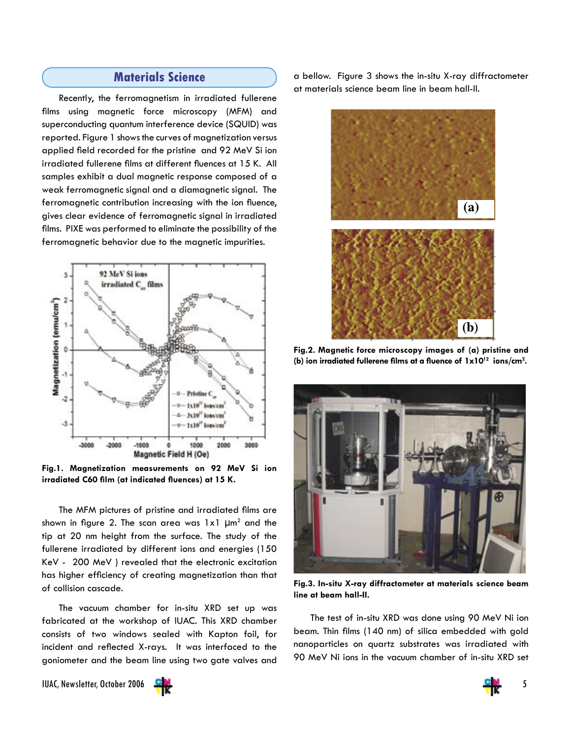## Materials Science

Recently, the ferromagnetism in irradiated fullerene films using magnetic force microscopy (MFM) and superconducting quantum interference device (SQUID) was reported. Figure 1 shows the curves of magnetization versus applied field recorded for the pristine and 92 MeV Si ion irradiated fullerene films at different fluences at 15 K. All samples exhibit a dual magnetic response composed of a weak ferromagnetic signal and a diamagnetic signal. The ferromagnetic contribution increasing with the ion fluence, gives clear evidence of ferromagnetic signal in irradiated films. PIXE was performed to eliminate the possibility of the ferromagnetic behavior due to the magnetic impurities.

**Fig.1. Magnetization measurements on 92 MeV Si ion irradiated C60 film (at indicated fluences) at 15 K.**

The MFM pictures of pristine and irradiated films are shown in figure 2. The scan area was 1x1 $\mu m^2$ and the tip at 20 nm height from the surface. The study of the fullerene irradiated by different ions and energies (150 KeV - 200 MeV ) revealed that the electronic excitation has higher efficiency of creating magnetization than that of collision cascade.

The vacuum chamber for in-situ XRD set up was fabricated at the workshop of IUAC. This XRD chamber consists of two windows sealed with Kapton foil, for incident and reflected X-rays. It was interfaced to the goniometer and the beam line using two gate valves and a bellow. Figure 3 shows the in-situ X-ray diffractometer at materials science beam line in beam hall-II.

**Fig.2. Magnetic force microscopy images of (a) pristine and (b) ion irradiated fullerene films at a fluence of $1x10^{12}$ ions/cm$^2$.**

**Fig.3. In-situ X-ray diffractometer at materials science beam line at beam hall-II.**

The test of in-situ XRD was done using 90 MeV Ni ion beam. Thin films (140 nm) of silica embedded with gold nanoparticles on quartz substrates was irradiated with 90 MeV Ni ions in the vacuum chamber of in-situ XRD set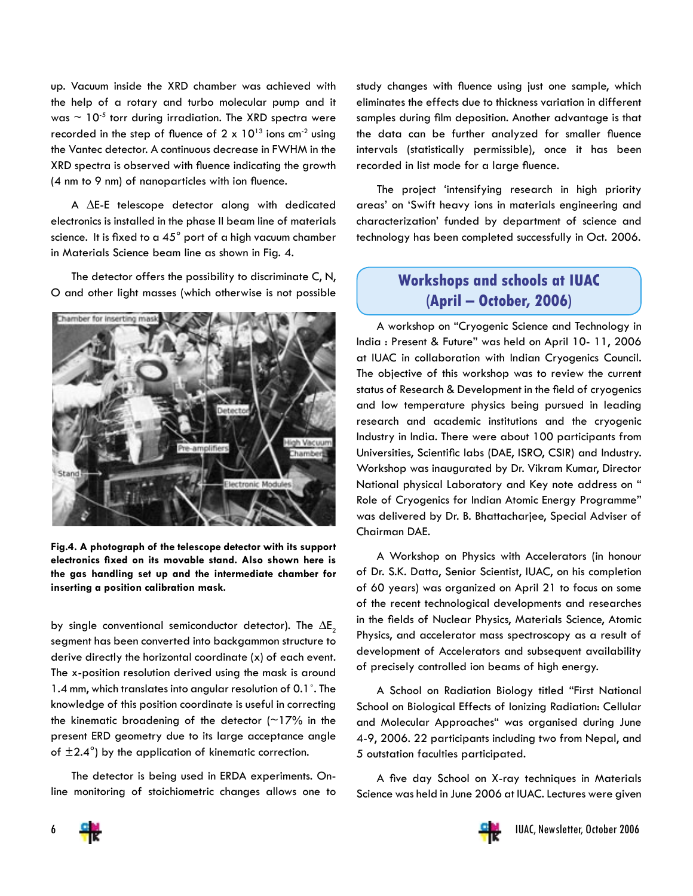up. Vacuum inside the XRD chamber was achieved with the help of a rotary and turbo molecular pump and it was ~ $10^{-5}$ torr during irradiation. The XRD spectra were recorded in the step of fluence of $2 \times 10^{13}$ ions $cm^{-2}$ using the Vantec detector. A continuous decrease in FWHM in the XRD spectra is observed with fluence indicating the growth (4 nm to 9 nm) of nanoparticles with ion fluence.

A $\Delta E$-E telescope detector along with dedicated electronics is installed in the phase II beam line of materials science. It is fixed to a 45° port of a high vacuum chamber in Materials Science beam line as shown in Fig. 4.

The detector offers the possibility to discriminate C, N, O and other light masses (which otherwise is not possible by single conventional semiconductor detector). The $\Delta E_2$ segment has been converted into backgammon structure to derive directly the horizontal coordinate (x) of each event. The x-position resolution derived using the mask is around 1.4 mm, which translates into angular resolution of 0.1°. The knowledge of this position coordinate is useful in correcting the kinematic broadening of the detector (~17% in the present ERD geometry due to its large acceptance angle of ±2.4°) by the application of kinematic correction.

**Fig.4. A photograph of the telescope detector with its support electronics fixed on its movable stand. Also shown here is the gas handling set up and the intermediate chamber for inserting a position calibration mask.**

The detector is being used in ERDA experiments. On-line monitoring of stoichiometric changes allows one to study changes with fluence using just one sample, which eliminates the effects due to thickness variation in different samples during film deposition. Another advantage is that the data can be further analyzed for smaller fluence intervals (statistically permissible), once it has been recorded in list mode for a large fluence.

The project 'intensifying research in high priority areas' on 'Swift heavy ions in materials engineering and characterization' funded by department of science and technology has been completed successfully in Oct. 2006.

## Workshops and schools at IUAC (April – October, 2006)

A workshop on "Cryogenic Science and Technology in India : Present & Future" was held on April 10- 11, 2006 at IUAC in collaboration with Indian Cryogenics Council. The objective of this workshop was to review the current status of Research & Development in the field of cryogenics and low temperature physics being pursued in leading research and academic institutions and the cryogenic Industry in India. There were about 100 participants from Universities, Scientific labs (DAE, ISRO, CSIR) and Industry. Workshop was inaugurated by Dr. Vikram Kumar, Director National physical Laboratory and Key note address on " Role of Cryogenics for Indian Atomic Energy Programme" was delivered by Dr. B. Bhattacharjee, Special Adviser of Chairman DAE.

A Workshop on Physics with Accelerators (in honour of Dr. S.K. Datta, Senior Scientist, IUAC, on his completion of 60 years) was organized on April 21 to focus on some of the recent technological developments and researches in the fields of Nuclear Physics, Materials Science, Atomic Physics, and accelerator mass spectroscopy as a result of development of Accelerators and subsequent availability of precisely controlled ion beams of high energy.

A School on Radiation Biology titled "First National School on Biological Effects of Ionizing Radiation: Cellular and Molecular Approaches" was organised during June 4-9, 2006. 22 participants including two from Nepal, and 5 outstation faculties participated.

A five day School on X-ray techniques in Materials Science was held in June 2006 at IUAC. Lectures were given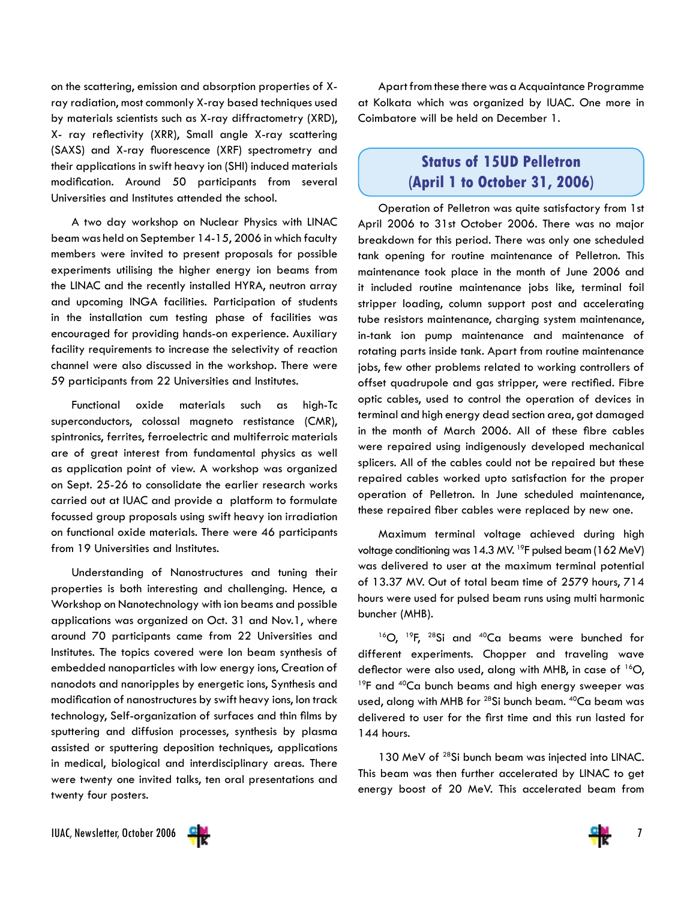on the scattering, emission and absorption properties of X-ray radiation, most commonly X-ray based techniques used by materials scientists such as X-ray diffractometry (XRD), X- ray reflectivity (XRR), Small angle X-ray scattering (SAXS) and X-ray fluorescence (XRF) spectrometry and their applications in swift heavy ion (SHI) induced materials modification. Around 50 participants from several Universities and Institutes attended the school.

A two day workshop on Nuclear Physics with LINAC beam was held on September 14-15, 2006 in which faculty members were invited to present proposals for possible experiments utilising the higher energy ion beams from the LINAC and the recently installed HYRA, neutron array and upcoming INGA facilities. Participation of students in the installation cum testing phase of facilities was encouraged for providing hands-on experience. Auxiliary facility requirements to increase the selectivity of reaction channel were also discussed in the workshop. There were 59 participants from 22 Universities and Institutes.

Functional oxide materials such as high-Tc superconductors, colossal magneto resistance (CMR), spintronics, ferrites, ferroelectric and multiferroic materials are of great interest from fundamental physics as well as application point of view. A workshop was organized on Sept. 25-26 to consolidate the earlier research works carried out at IUAC and provide a platform to formulate focussed group proposals using swift heavy ion irradiation on functional oxide materials. There were 46 participants from 19 Universities and Institutes.

Understanding of Nanostructures and tuning their properties is both interesting and challenging. Hence, a Workshop on Nanotechnology with ion beams and possible applications was organized on Oct. 31 and Nov.1, where around 70 participants came from 22 Universities and Institutes. The topics covered were Ion beam synthesis of embedded nanoparticles with low energy ions, Creation of nanodots and nanoripples by energetic ions, Synthesis and modification of nanostructures by swift heavy ions, Ion track technology, Self-organization of surfaces and thin films by sputtering and diffusion processes, synthesis by plasma assisted or sputtering deposition techniques, applications in medical, biological and interdisciplinary areas. There were twenty one invited talks, ten oral presentations and twenty four posters.

Apart from these there was a Acquaintance Programme at Kolkata which was organized by IUAC. One more in Coimbatore will be held on December 1.

## Status of 15UD Pelletron (April 1 to October 31, 2006)

Operation of Pelletron was quite satisfactory from 1st April 2006 to 31st October 2006. There was no major breakdown for this period. There was only one scheduled tank opening for routine maintenance of Pelletron. This maintenance took place in the month of June 2006 and it included routine maintenance jobs like, terminal foil stripper loading, column support post and accelerating tube resistors maintenance, charging system maintenance, in-tank ion pump maintenance and maintenance of rotating parts inside tank. Apart from routine maintenance jobs, few other problems related to working controllers of offset quadrupole and gas stripper, were rectified. Fibre optic cables, used to control the operation of devices in terminal and high energy dead section area, got damaged in the month of March 2006. All of these fibre cables were repaired using indigenously developed mechanical splicers. All of the cables could not be repaired but these repaired cables worked upto satisfaction for the proper operation of Pelletron. In June scheduled maintenance, these repaired fiber cables were replaced by new one.

Maximum terminal voltage achieved during high voltage conditioning was 14.3 MV. $^{19}F$ pulsed beam (162 MeV) was delivered to user at the maximum terminal potential of 13.37 MV. Out of total beam time of 2579 hours, 714 hours were used for pulsed beam runs using multi harmonic buncher (MHB).

$^{16}O$, $^{19}F$, $^{28}Si$ and $^{40}Ca$ beams were bunched for different experiments. Chopper and traveling wave deflector were also used, along with MHB, in case of $^{16}O$, $^{19}F$ and $^{40}Ca$ bunch beams and high energy sweeper was used, along with MHB for $^{28}Si$ bunch beam. $^{40}Ca$ beam was delivered to user for the first time and this run lasted for 144 hours.

130 MeV of $^{28}Si$ bunch beam was injected into LINAC. This beam was then further accelerated by LINAC to get energy boost of 20 MeV. This accelerated beam from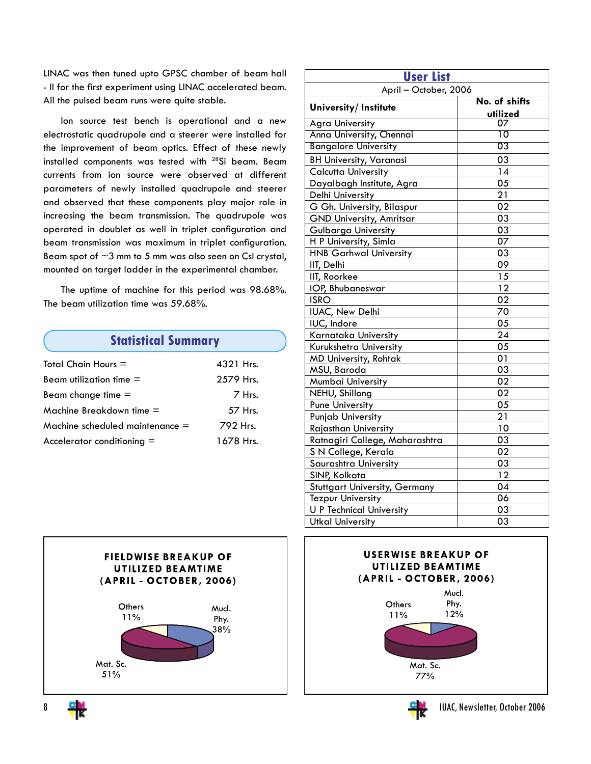LINAC was then tuned upto GPSC chamber of beam hall - II for the first experiment using LINAC accelerated beam. All the pulsed beam runs were quite stable.

Ion source test bench is operational and a new electrostatic quadrupole and a steerer were installed for the improvement of beam optics. Effect of these newly installed components was tested with $^{28}$Si beam. Beam currents from ion source were observed at different parameters of newly installed quadrupole and steerer and observed that these components play major role in increasing the beam transmission. The quadrupole was operated in doublet as well in triplet configuration and beam transmission was maximum in triplet configuration. Beam spot of ~3 mm to 5 mm was also seen on CsI crystal, mounted on target ladder in the experimental chamber.

The uptime of machine for this period was 98.68%. The beam utilization time was 59.68%.

## Statistical Summary

| | |
|---|---|
| Total Chain Hours = | 4321 Hrs. |
| Beam utilization time = | 2579 Hrs. |
| Beam change time = | 7 Hrs. |
| Machine Breakdown time = | 57 Hrs. |
| Machine scheduled maintenance = | 792 Hrs. |
| Accelerator conditioning = | 1678 Hrs. |

## User List

April – October, 2006

| University/ Institute | No. of shifts utilized |
|---|---|
| Agra University | 07 |
| Anna University, Chennai | 10 |
| Bangalore University | 03 |
| BH University, Varanasi | 03 |
| Calcutta University | 14 |
| Dayalbagh Institute, Agra | 05 |
| Delhi University | 21 |
| G Gh. University, Bilaspur | 02 |
| GND University, Amritsar | 03 |
| Gulbarga University | 03 |
| H P University, Simla | 07 |
| HNB Garhwal University | 03 |
| IIT, Delhi | 09 |
| IIT, Roorkee | 15 |
| IOP, Bhubaneswar | 12 |
| ISRO | 02 |
| IUAC, New Delhi | 70 |
| IUC, Indore | 05 |
| Karnataka University | 24 |
| Kurukshetra University | 05 |
| MD University, Rohtak | 01 |
| MSU, Baroda | 03 |
| Mumbai University | 02 |
| NEHU, Shillong | 02 |
| Pune University | 05 |
| Punjab University | 21 |
| Rajasthan University | 10 |
| Ratnagiri College, Maharashtra | 03 |
| S N College, Kerala | 02 |
| Saurashtra University | 03 |
| SINP, Kolkata | 12 |
| Stuttgart University, Germany | 04 |
| Tezpur University | 06 |
| U P Technical University | 03 |
| Utkal University | 03 |

**FIELDWISE BREAKUP OF UTILIZED BEAMTIME (APRIL - OCTOBER, 2006)**

Others 11%

Mucl. Phy. 38%

Mat. Sc. 51%

**USERWISE BREAKUP OF UTILIZED BEAMTIME (APRIL - OCTOBER, 2006)**

Others 11%

Mucl. Phy. 12%

Mat. Sc. 77%